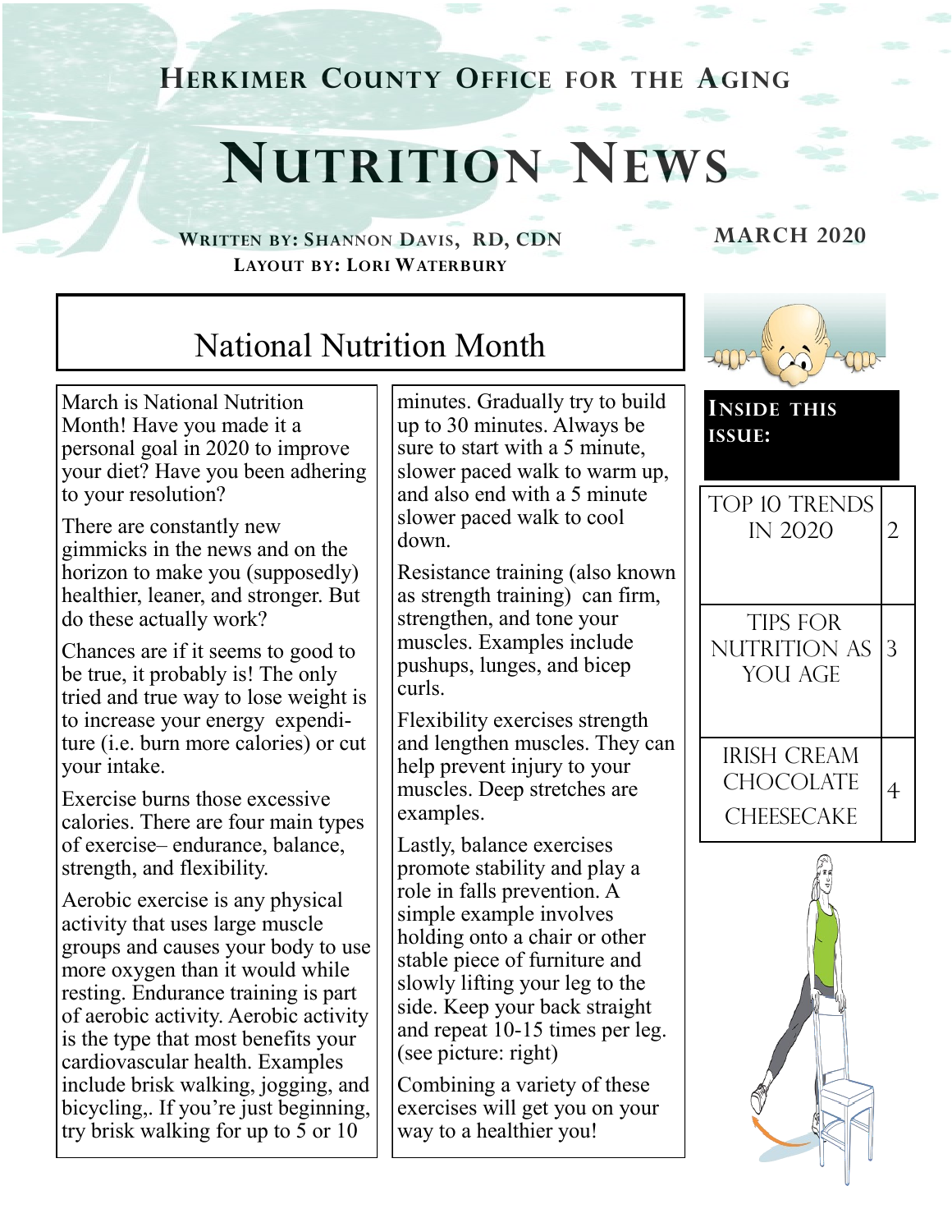# Herkimer County Office for the Aging

# Nutrition News

**Written by: Shannon Davis, RD, CDN**
**Layout by: Lori Waterbury**

**March 2020**

**Inside this issue:**

| | |
|---|---|
| Top 10 Trends in 2020 | 2 |
| Tips for Nutrition as You Age | 3 |
| Irish Cream Chocolate Cheesecake | 4 |

## National Nutrition Month

March is National Nutrition Month! Have you made it a personal goal in 2020 to improve your diet? Have you been adhering to your resolution?

There are constantly new gimmicks in the news and on the horizon to make you (supposedly) healthier, leaner, and stronger. But do these actually work?

Chances are if it seems to good to be true, it probably is! The only tried and true way to lose weight is to increase your energy expenditure (i.e. burn more calories) or cut your intake.

Exercise burns those excessive calories. There are four main types of exercise– endurance, balance, strength, and flexibility.

Aerobic exercise is any physical activity that uses large muscle groups and causes your body to use more oxygen than it would while resting. Endurance training is part of aerobic activity. Aerobic activity is the type that most benefits your cardiovascular health. Examples include brisk walking, jogging, and bicycling,. If you're just beginning, try brisk walking for up to 5 or 10 minutes. Gradually try to build up to 30 minutes. Always be sure to start with a 5 minute, slower paced walk to warm up, and also end with a 5 minute slower paced walk to cool down.

Resistance training (also known as strength training) can firm, strengthen, and tone your muscles. Examples include pushups, lunges, and bicep curls.

Flexibility exercises strength and lengthen muscles. They can help prevent injury to your muscles. Deep stretches are examples.

Lastly, balance exercises promote stability and play a role in falls prevention. A simple example involves holding onto a chair or other stable piece of furniture and slowly lifting your leg to the side. Keep your back straight and repeat 10-15 times per leg. (see picture: right)

Combining a variety of these exercises will get you on your way to a healthier you!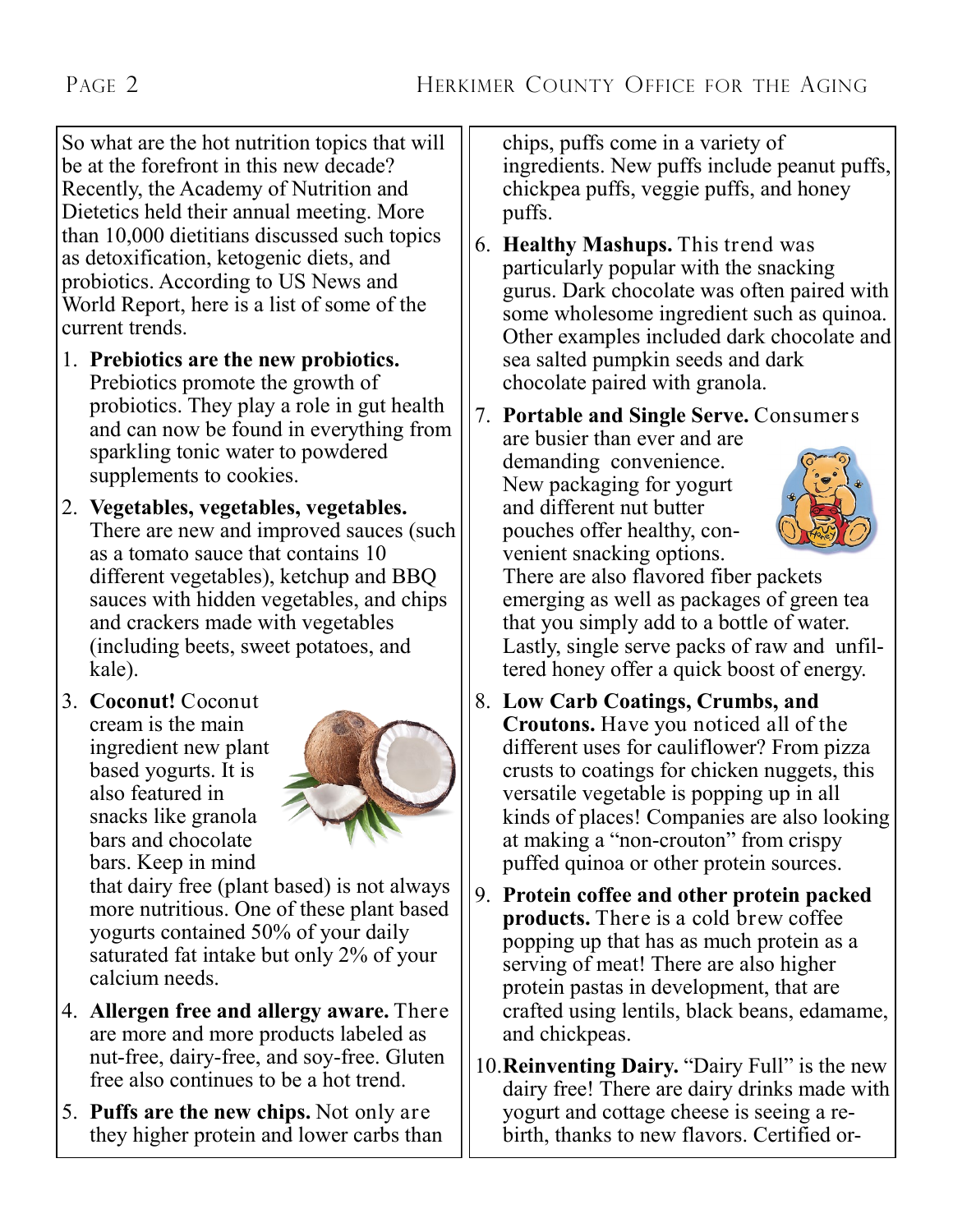So what are the hot nutrition topics that will be at the forefront in this new decade? Recently, the Academy of Nutrition and Dietetics held their annual meeting. More than 10,000 dietitians discussed such topics as detoxification, ketogenic diets, and probiotics. According to US News and World Report, here is a list of some of the current trends.

1. **Prebiotics are the new probiotics.** Prebiotics promote the growth of probiotics. They play a role in gut health and can now be found in everything from sparkling tonic water to powdered supplements to cookies.
2. **Vegetables, vegetables, vegetables.** There are new and improved sauces (such as a tomato sauce that contains 10 different vegetables), ketchup and BBQ sauces with hidden vegetables, and chips and crackers made with vegetables (including beets, sweet potatoes, and kale).
3. **Coconut!** Coconut cream is the main ingredient new plant based yogurts. It is also featured in snacks like granola bars and chocolate bars. Keep in mind that dairy free (plant based) is not always more nutritious. One of these plant based yogurts contained 50% of your daily saturated fat intake but only 2% of your calcium needs.
4. **Allergen free and allergy aware.** There are more and more products labeled as nut-free, dairy-free, and soy-free. Gluten free also continues to be a hot trend.
5. **Puffs are the new chips.** Not only are they higher protein and lower carbs than chips, puffs come in a variety of ingredients. New puffs include peanut puffs, chickpea puffs, veggie puffs, and honey puffs.
6. **Healthy Mashups.** This trend was particularly popular with the snacking gurus. Dark chocolate was often paired with some wholesome ingredient such as quinoa. Other examples included dark chocolate and sea salted pumpkin seeds and dark chocolate paired with granola.
7. **Portable and Single Serve.** Consumers are busier than ever and are demanding convenience. New packaging for yogurt and different nut butter pouches offer healthy, convenient snacking options. There are also flavored fiber packets emerging as well as packages of green tea that you simply add to a bottle of water. Lastly, single serve packs of raw and unfiltered honey offer a quick boost of energy.
8. **Low Carb Coatings, Crumbs, and Croutons.** Have you noticed all of the different uses for cauliflower? From pizza crusts to coatings for chicken nuggets, this versatile vegetable is popping up in all kinds of places! Companies are also looking at making a "non-crouton" from crispy puffed quinoa or other protein sources.
9. **Protein coffee and other protein packed products.** There is a cold brew coffee popping up that has as much protein as a serving of meat! There are also higher protein pastas in development, that are crafted using lentils, black beans, edamame, and chickpeas.
10. **Reinventing Dairy.** "Dairy Full" is the new dairy free! There are dairy drinks made with yogurt and cottage cheese is seeing a rebirth, thanks to new flavors. Certified or-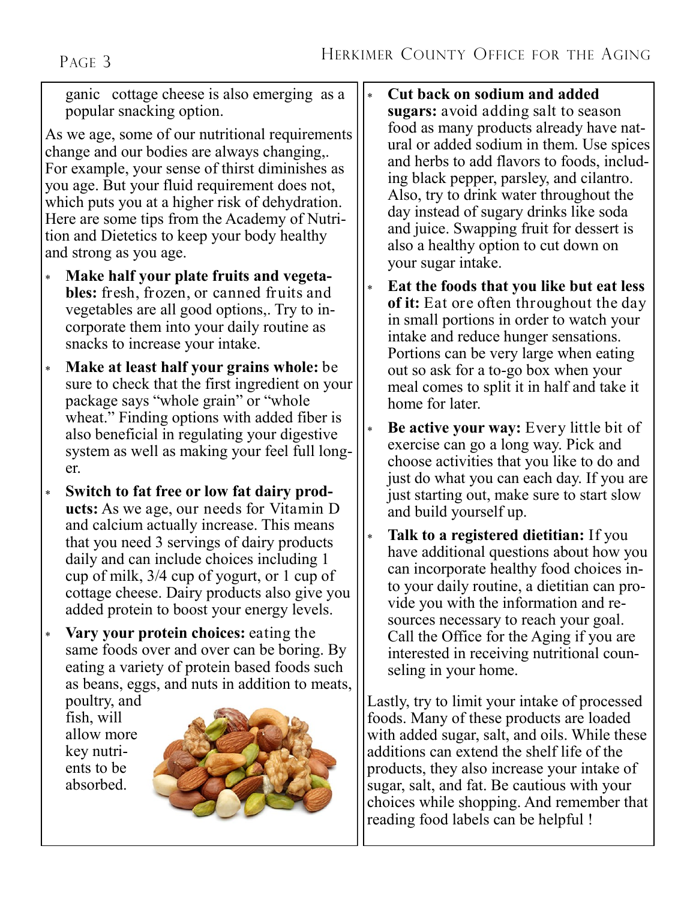ganic cottage cheese is also emerging as a popular snacking option.

As we age, some of our nutritional requirements change and our bodies are always changing,. For example, your sense of thirst diminishes as you age. But your fluid requirement does not, which puts you at a higher risk of dehydration. Here are some tips from the Academy of Nutrition and Dietetics to keep your body healthy and strong as you age.

- **Make half your plate fruits and vegetables:** fresh, frozen, or canned fruits and vegetables are all good options,. Try to incorporate them into your daily routine as snacks to increase your intake.
- **Make at least half your grains whole:** be sure to check that the first ingredient on your package says "whole grain" or "whole wheat." Finding options with added fiber is also beneficial in regulating your digestive system as well as making your feel full longer.
- **Switch to fat free or low fat dairy products:** As we age, our needs for Vitamin D and calcium actually increase. This means that you need 3 servings of dairy products daily and can include choices including 1 cup of milk, 3/4 cup of yogurt, or 1 cup of cottage cheese. Dairy products also give you added protein to boost your energy levels.
- **Vary your protein choices:** eating the same foods over and over can be boring. By eating a variety of protein based foods such as beans, eggs, and nuts in addition to meats, poultry, and fish, will allow more key nutrients to be absorbed.
- **Cut back on sodium and added sugars:** avoid adding salt to season food as many products already have natural or added sodium in them. Use spices and herbs to add flavors to foods, including black pepper, parsley, and cilantro. Also, try to drink water throughout the day instead of sugary drinks like soda and juice. Swapping fruit for dessert is also a healthy option to cut down on your sugar intake.
- **Eat the foods that you like but eat less of it:** Eat ore often throughout the day in small portions in order to watch your intake and reduce hunger sensations. Portions can be very large when eating out so ask for a to-go box when your meal comes to split it in half and take it home for later.
- **Be active your way:** Every little bit of exercise can go a long way. Pick and choose activities that you like to do and just do what you can each day. If you are just starting out, make sure to start slow and build yourself up.
- **Talk to a registered dietitian:** If you have additional questions about how you can incorporate healthy food choices into your daily routine, a dietitian can provide you with the information and resources necessary to reach your goal. Call the Office for the Aging if you are interested in receiving nutritional counseling in your home.

Lastly, try to limit your intake of processed foods. Many of these products are loaded with added sugar, salt, and oils. While these additions can extend the shelf life of the products, they also increase your intake of sugar, salt, and fat. Be cautious with your choices while shopping. And remember that reading food labels can be helpful !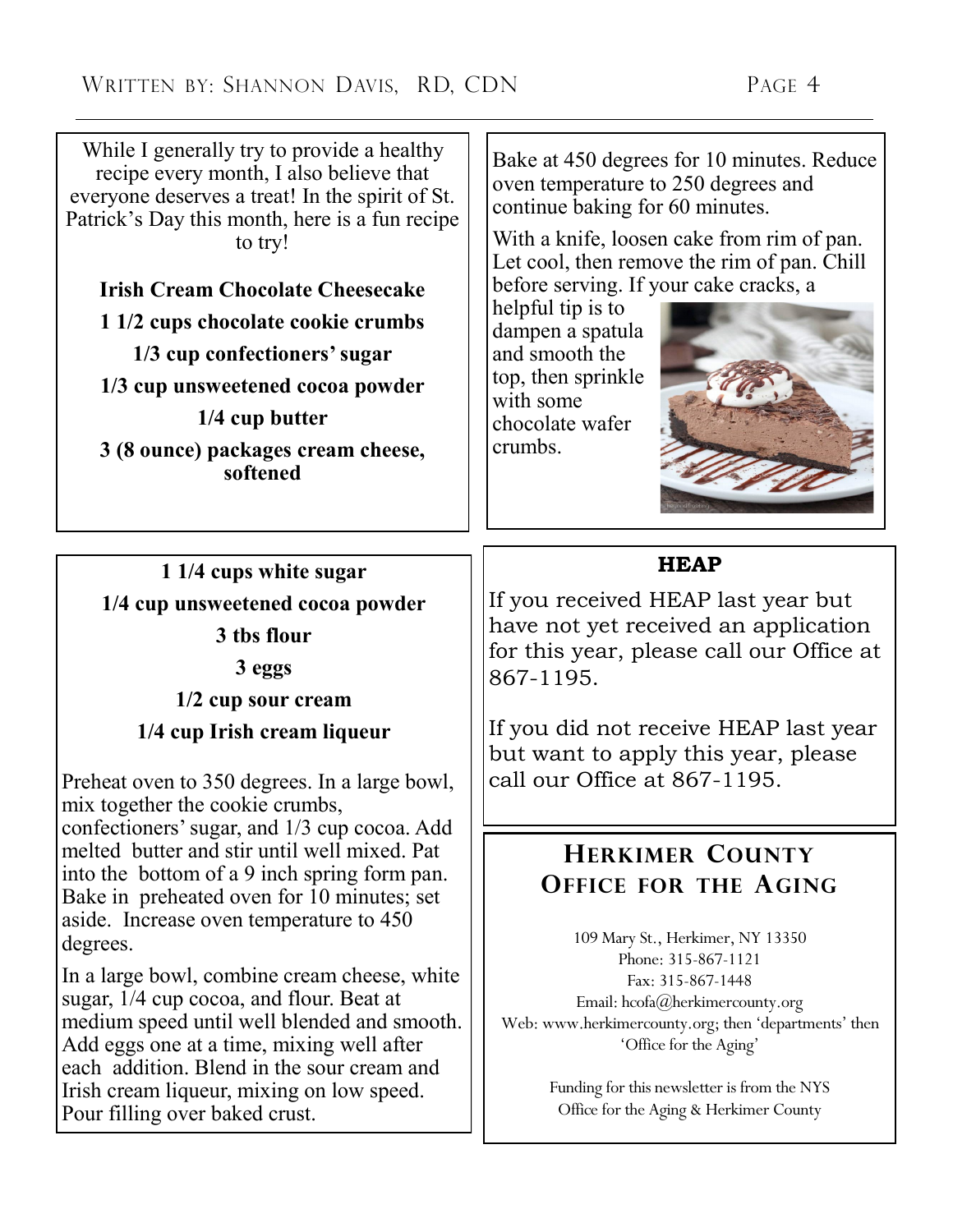While I generally try to provide a healthy recipe every month, I also believe that everyone deserves a treat! In the spirit of St. Patrick's Day this month, here is a fun recipe to try!

**Irish Cream Chocolate Cheesecake**

**1 1/2 cups chocolate cookie crumbs**

**1/3 cup confectioners' sugar**

**1/3 cup unsweetened cocoa powder**

**1/4 cup butter**

**3 (8 ounce) packages cream cheese, softened**

**1 1/4 cups white sugar**

**1/4 cup unsweetened cocoa powder**

**3 tbs flour**

**3 eggs**

**1/2 cup sour cream**

**1/4 cup Irish cream liqueur**

Preheat oven to 350 degrees. In a large bowl, mix together the cookie crumbs, confectioners' sugar, and 1/3 cup cocoa. Add melted butter and stir until well mixed. Pat into the bottom of a 9 inch spring form pan. Bake in preheated oven for 10 minutes; set aside. Increase oven temperature to 450 degrees.

In a large bowl, combine cream cheese, white sugar, 1/4 cup cocoa, and flour. Beat at medium speed until well blended and smooth. Add eggs one at a time, mixing well after each addition. Blend in the sour cream and Irish cream liqueur, mixing on low speed. Pour filling over baked crust.

Bake at 450 degrees for 10 minutes. Reduce oven temperature to 250 degrees and continue baking for 60 minutes.

With a knife, loosen cake from rim of pan. Let cool, then remove the rim of pan. Chill before serving. If your cake cracks, a helpful tip is to dampen a spatula and smooth the top, then sprinkle with some chocolate wafer crumbs.

## HEAP

If you received HEAP last year but have not yet received an application for this year, please call our Office at 867-1195.

If you did not receive HEAP last year but want to apply this year, please call our Office at 867-1195.

## Herkimer County Office for the Aging

109 Mary St., Herkimer, NY 13350
Phone: 315-867-1121
Fax: 315-867-1448
Email: hcofa@herkimercounty.org
Web: www.herkimercounty.org; then 'departments' then 'Office for the Aging'

Funding for this newsletter is from the NYS Office for the Aging & Herkimer County